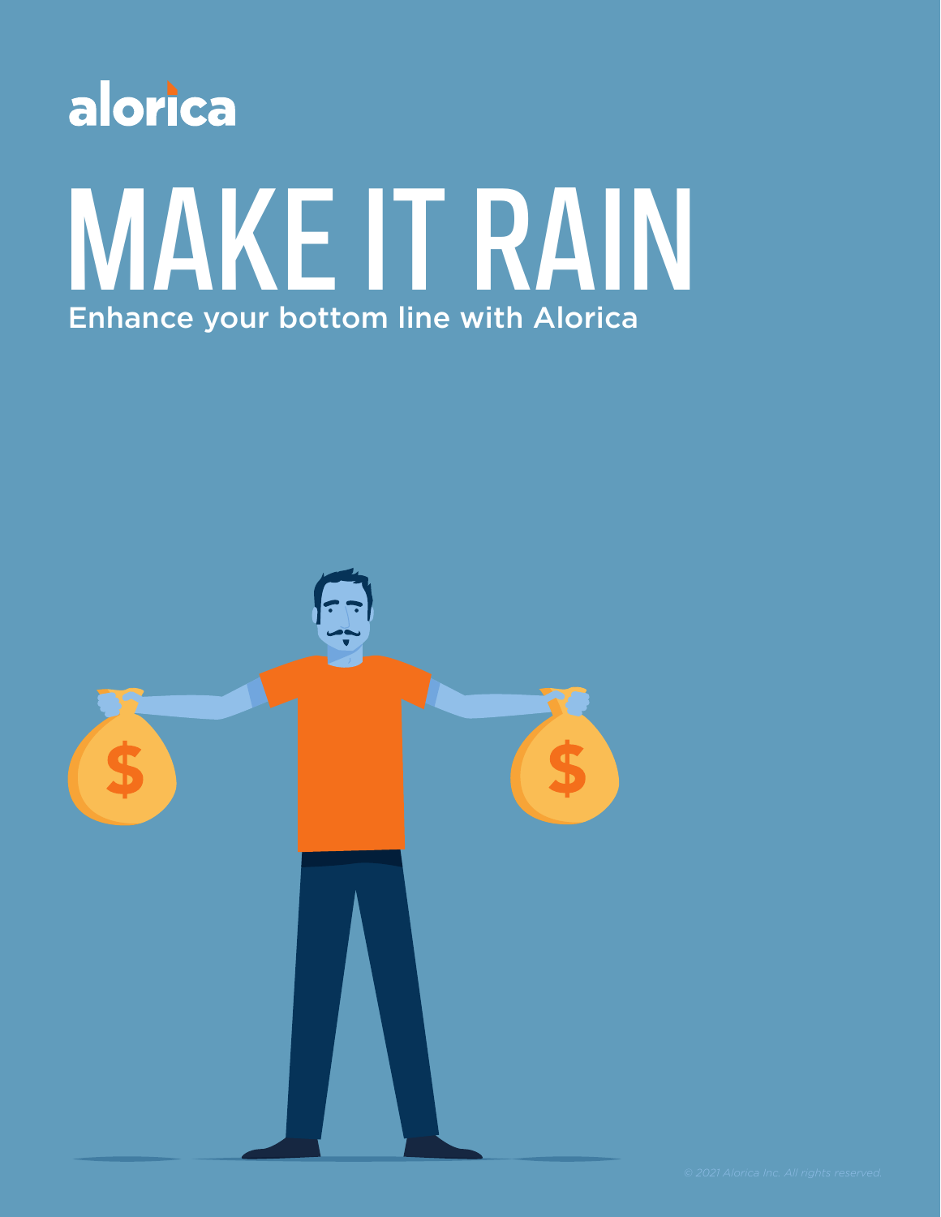alorica

# MAKE IT RAIN

## Enhance your bottom line with Alorica

© 2021 Alorica Inc. All rights reserved.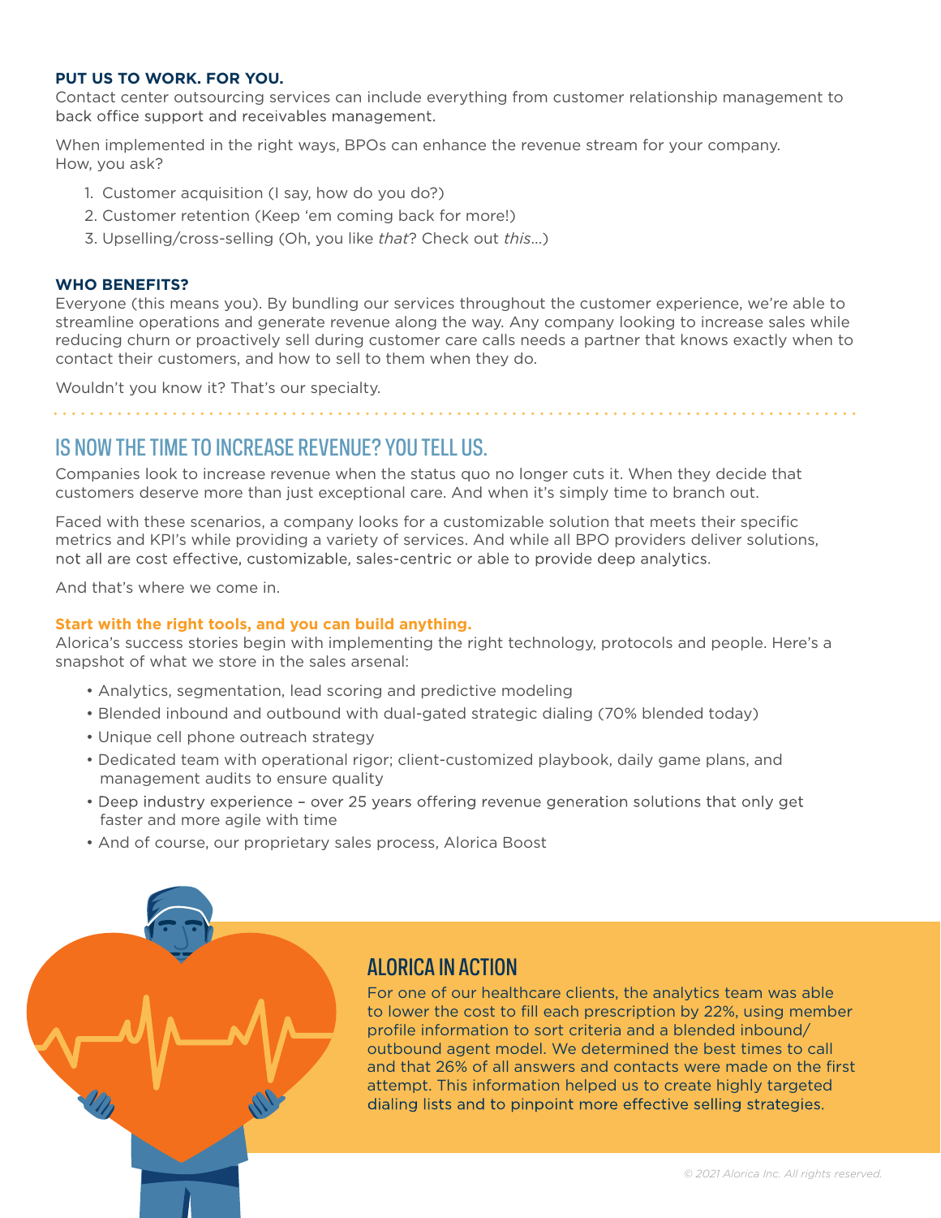**PUT US TO WORK. FOR YOU.**

Contact center outsourcing services can include everything from customer relationship management to back office support and receivables management.

When implemented in the right ways, BPOs can enhance the revenue stream for your company. How, you ask?

1. Customer acquisition (I say, how do you do?)
2. Customer retention (Keep 'em coming back for more!)
3. Upselling/cross-selling (Oh, you like *that*? Check out *this*...)

**WHO BENEFITS?**

Everyone (this means you). By bundling our services throughout the customer experience, we're able to streamline operations and generate revenue along the way. Any company looking to increase sales while reducing churn or proactively sell during customer care calls needs a partner that knows exactly when to contact their customers, and how to sell to them when they do.

Wouldn't you know it? That's our specialty.

## IS NOW THE TIME TO INCREASE REVENUE? YOU TELL US.

Companies look to increase revenue when the status quo no longer cuts it. When they decide that customers deserve more than just exceptional care. And when it's simply time to branch out.

Faced with these scenarios, a company looks for a customizable solution that meets their specific metrics and KPI's while providing a variety of services. And while all BPO providers deliver solutions, not all are cost effective, customizable, sales-centric or able to provide deep analytics.

And that's where we come in.

**Start with the right tools, and you can build anything.**

Alorica's success stories begin with implementing the right technology, protocols and people. Here's a snapshot of what we store in the sales arsenal:

- Analytics, segmentation, lead scoring and predictive modeling
- Blended inbound and outbound with dual-gated strategic dialing (70% blended today)
- Unique cell phone outreach strategy
- Dedicated team with operational rigor; client-customized playbook, daily game plans, and management audits to ensure quality
- Deep industry experience – over 25 years offering revenue generation solutions that only get faster and more agile with time
- And of course, our proprietary sales process, Alorica Boost

## ALORICA IN ACTION

For one of our healthcare clients, the analytics team was able to lower the cost to fill each prescription by 22%, using member profile information to sort criteria and a blended inbound/outbound agent model. We determined the best times to call and that 26% of all answers and contacts were made on the first attempt. This information helped us to create highly targeted dialing lists and to pinpoint more effective selling strategies.

*© 2021 Alorica Inc. All rights reserved.*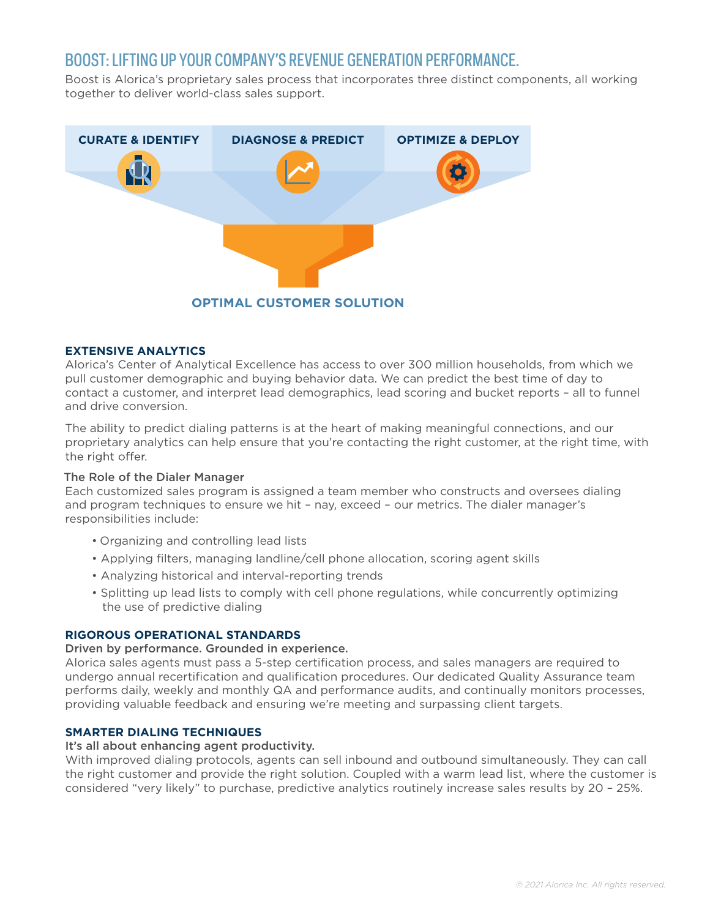# BOOST: LIFTING UP YOUR COMPANY'S REVENUE GENERATION PERFORMANCE.

Boost is Alorica's proprietary sales process that incorporates three distinct components, all working together to deliver world-class sales support.

**CURATE & IDENTIFY** | **DIAGNOSE & PREDICT** | **OPTIMIZE & DEPLOY**

**OPTIMAL CUSTOMER SOLUTION**

## EXTENSIVE ANALYTICS

Alorica's Center of Analytical Excellence has access to over 300 million households, from which we pull customer demographic and buying behavior data. We can predict the best time of day to contact a customer, and interpret lead demographics, lead scoring and bucket reports – all to funnel and drive conversion.

The ability to predict dialing patterns is at the heart of making meaningful connections, and our proprietary analytics can help ensure that you're contacting the right customer, at the right time, with the right offer.

### The Role of the Dialer Manager

Each customized sales program is assigned a team member who constructs and oversees dialing and program techniques to ensure we hit – nay, exceed – our metrics. The dialer manager's responsibilities include:

- Organizing and controlling lead lists
- Applying filters, managing landline/cell phone allocation, scoring agent skills
- Analyzing historical and interval-reporting trends
- Splitting up lead lists to comply with cell phone regulations, while concurrently optimizing the use of predictive dialing

## RIGOROUS OPERATIONAL STANDARDS

**Driven by performance. Grounded in experience.**

Alorica sales agents must pass a 5-step certification process, and sales managers are required to undergo annual recertification and qualification procedures. Our dedicated Quality Assurance team performs daily, weekly and monthly QA and performance audits, and continually monitors processes, providing valuable feedback and ensuring we're meeting and surpassing client targets.

## SMARTER DIALING TECHNIQUES

**It's all about enhancing agent productivity.**

With improved dialing protocols, agents can sell inbound and outbound simultaneously. They can call the right customer and provide the right solution. Coupled with a warm lead list, where the customer is considered "very likely" to purchase, predictive analytics routinely increase sales results by 20 – 25%.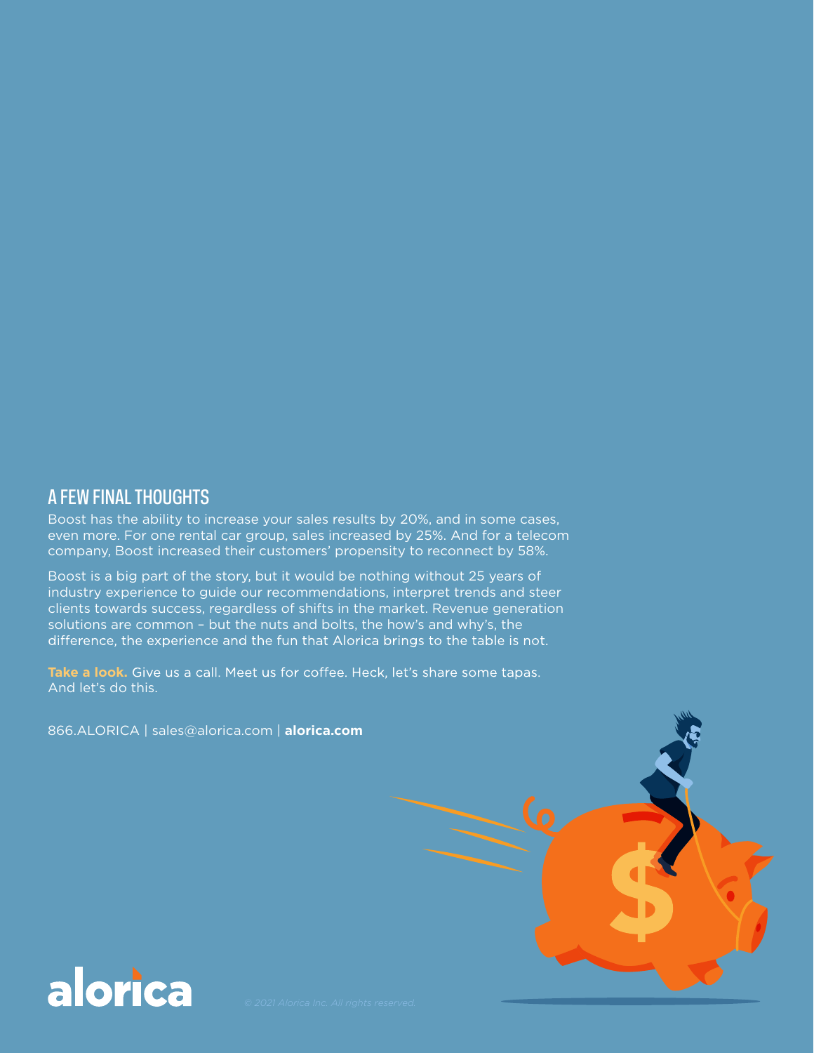## A FEW FINAL THOUGHTS

Boost has the ability to increase your sales results by 20%, and in some cases, even more. For one rental car group, sales increased by 25%. And for a telecom company, Boost increased their customers' propensity to reconnect by 58%.

Boost is a big part of the story, but it would be nothing without 25 years of industry experience to guide our recommendations, interpret trends and steer clients towards success, regardless of shifts in the market. Revenue generation solutions are common – but the nuts and bolts, the how's and why's, the difference, the experience and the fun that Alorica brings to the table is not.

**Take a look.** Give us a call. Meet us for coffee. Heck, let's share some tapas. And let's do this.

866.ALORICA | sales@alorica.com | **alorica.com**

alorica

*© 2021 Alorica Inc. All rights reserved.*